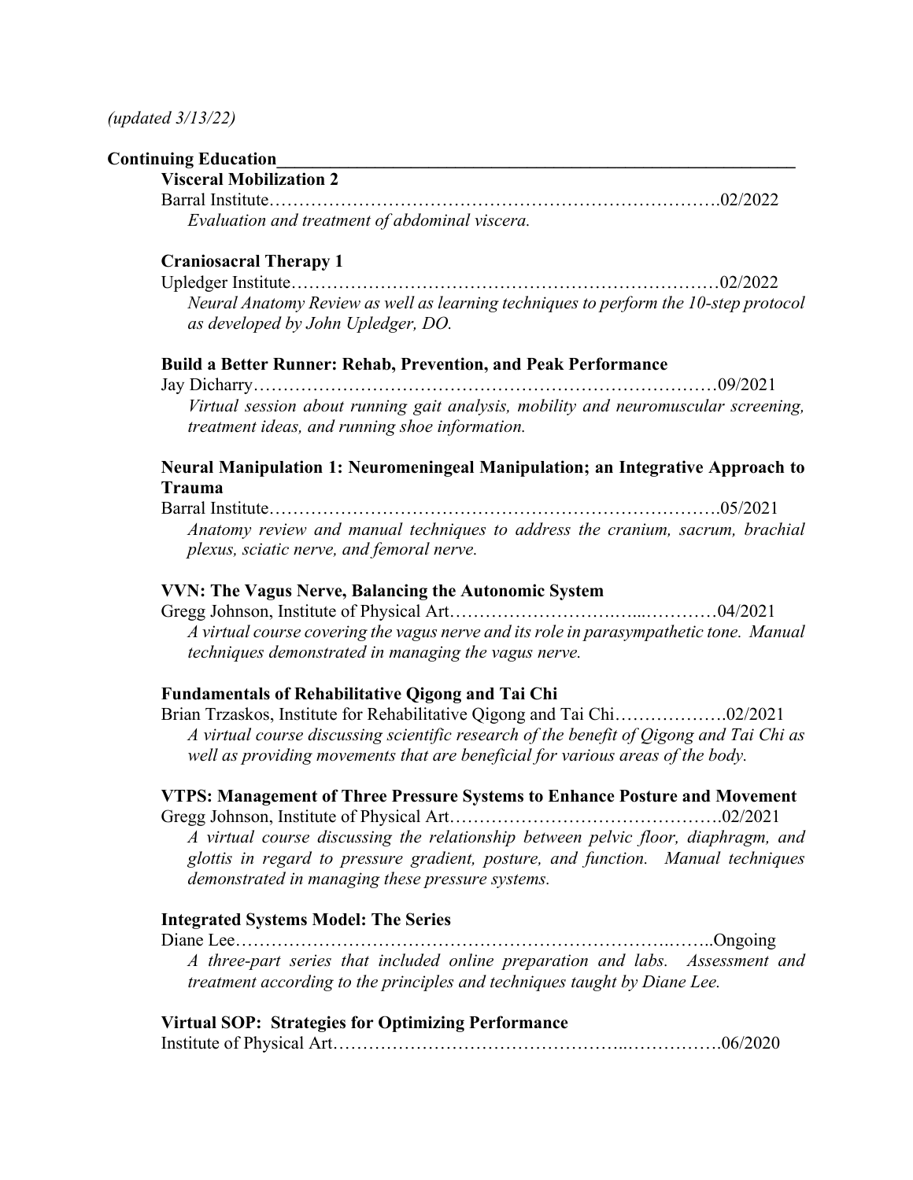*(updated 3/13/22)*

## Continuing Education

### Visceral Mobilization 2

Barral Institute……………………………………………………………………….02/2022

*Evaluation and treatment of abdominal viscera.*

### Craniosacral Therapy 1

Upledger Institute……………………………………………………………….…02/2022

*Neural Anatomy Review as well as learning techniques to perform the 10-step protocol as developed by John Upledger, DO.*

### Build a Better Runner: Rehab, Prevention, and Peak Performance

Jay Dicharry……………………………………………………………………09/2021

*Virtual session about running gait analysis, mobility and neuromuscular screening, treatment ideas, and running shoe information.*

### Neural Manipulation 1: Neuromeningeal Manipulation; an Integrative Approach to Trauma

Barral Institute……………………………………………………………………….05/2021

*Anatomy review and manual techniques to address the cranium, sacrum, brachial plexus, sciatic nerve, and femoral nerve.*

### VVN: The Vagus Nerve, Balancing the Autonomic System

Gregg Johnson, Institute of Physical Art…………………………..…...…………04/2021

*A virtual course covering the vagus nerve and its role in parasympathetic tone. Manual techniques demonstrated in managing the vagus nerve.*

### Fundamentals of Rehabilitative Qigong and Tai Chi

Brian Trzaskos, Institute for Rehabilitative Qigong and Tai Chi……………….02/2021

*A virtual course discussing scientific research of the benefit of Qigong and Tai Chi as well as providing movements that are beneficial for various areas of the body.*

### VTPS: Management of Three Pressure Systems to Enhance Posture and Movement

Gregg Johnson, Institute of Physical Art……………………….……………….02/2021

*A virtual course discussing the relationship between pelvic floor, diaphragm, and glottis in regard to pressure gradient, posture, and function. Manual techniques demonstrated in managing these pressure systems.*

### Integrated Systems Model: The Series

Diane Lee……………………………………………………………….……..Ongoing

*A three-part series that included online preparation and labs. Assessment and treatment according to the principles and techniques taught by Diane Lee.*

### Virtual SOP: Strategies for Optimizing Performance

Institute of Physical Art………………………………………..…………….06/2020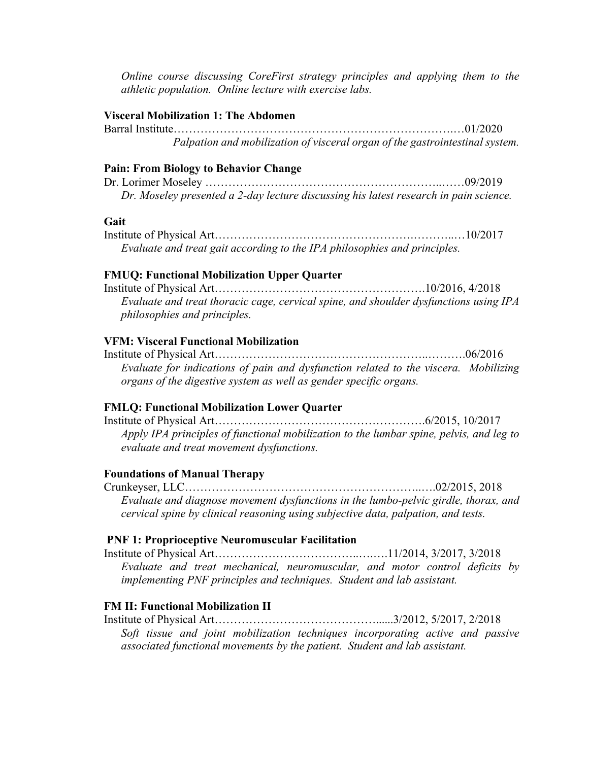*Online course discussing CoreFirst strategy principles and applying them to the athletic population. Online lecture with exercise labs.*

**Visceral Mobilization 1: The Abdomen**

Barral Institute……………………………………………………………….…01/2020

*Palpation and mobilization of visceral organ of the gastrointestinal system.*

**Pain: From Biology to Behavior Change**

Dr. Lorimer Moseley ……………………………………………………..……09/2019

*Dr. Moseley presented a 2-day lecture discussing his latest research in pain science.*

**Gait**

Institute of Physical Art…………………………………………….………..…10/2017

*Evaluate and treat gait according to the IPA philosophies and principles.*

**FMUQ: Functional Mobilization Upper Quarter**

Institute of Physical Art……………………………………………….10/2016, 4/2018

*Evaluate and treat thoracic cage, cervical spine, and shoulder dysfunctions using IPA philosophies and principles.*

**VFM: Visceral Functional Mobilization**

Institute of Physical Art………………………………………………..……….06/2016

*Evaluate for indications of pain and dysfunction related to the viscera. Mobilizing organs of the digestive system as well as gender specific organs.*

**FMLQ: Functional Mobilization Lower Quarter**

Institute of Physical Art……………………………………………….6/2015, 10/2017

*Apply IPA principles of functional mobilization to the lumbar spine, pelvis, and leg to evaluate and treat movement dysfunctions.*

**Foundations of Manual Therapy**

Crunkeyser, LLC……………………………………………………..….02/2015, 2018

*Evaluate and diagnose movement dysfunctions in the lumbo-pelvic girdle, thorax, and cervical spine by clinical reasoning using subjective data, palpation, and tests.*

**PNF 1: Proprioceptive Neuromuscular Facilitation**

Institute of Physical Art………………………………..…….11/2014, 3/2017, 3/2018

*Evaluate and treat mechanical, neuromuscular, and motor control deficits by implementing PNF principles and techniques. Student and lab assistant.*

**FM II: Functional Mobilization II**

Institute of Physical Art……………………………………......3/2012, 5/2017, 2/2018

*Soft tissue and joint mobilization techniques incorporating active and passive associated functional movements by the patient. Student and lab assistant.*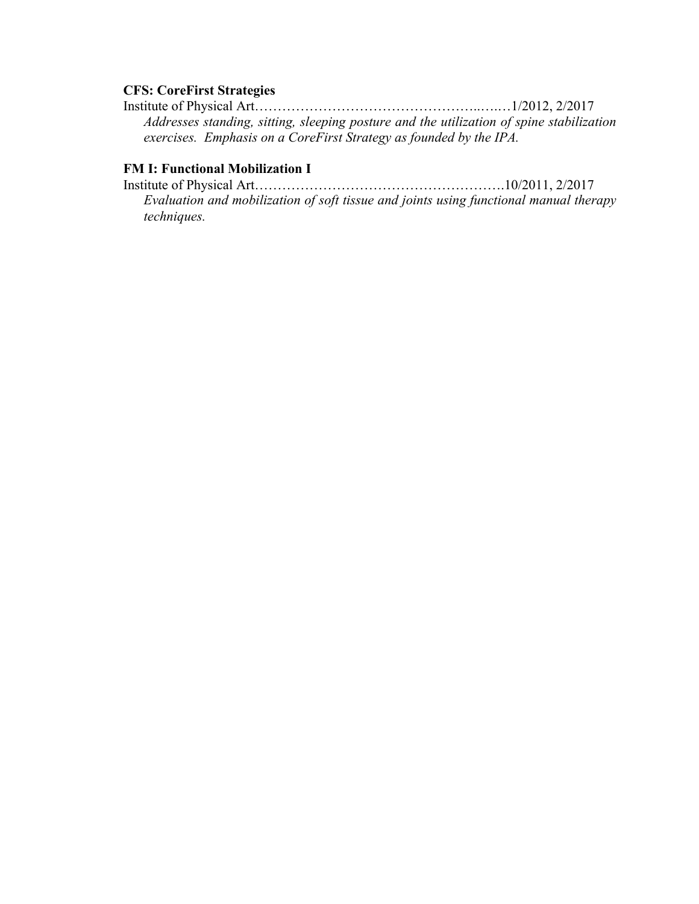**CFS: CoreFirst Strategies**

Institute of Physical Art…………………………………………..….…1/2012, 2/2017

*Addresses standing, sitting, sleeping posture and the utilization of spine stabilization exercises. Emphasis on a CoreFirst Strategy as founded by the IPA.*

**FM I: Functional Mobilization I**

Institute of Physical Art……………………………………………….10/2011, 2/2017

*Evaluation and mobilization of soft tissue and joints using functional manual therapy techniques.*